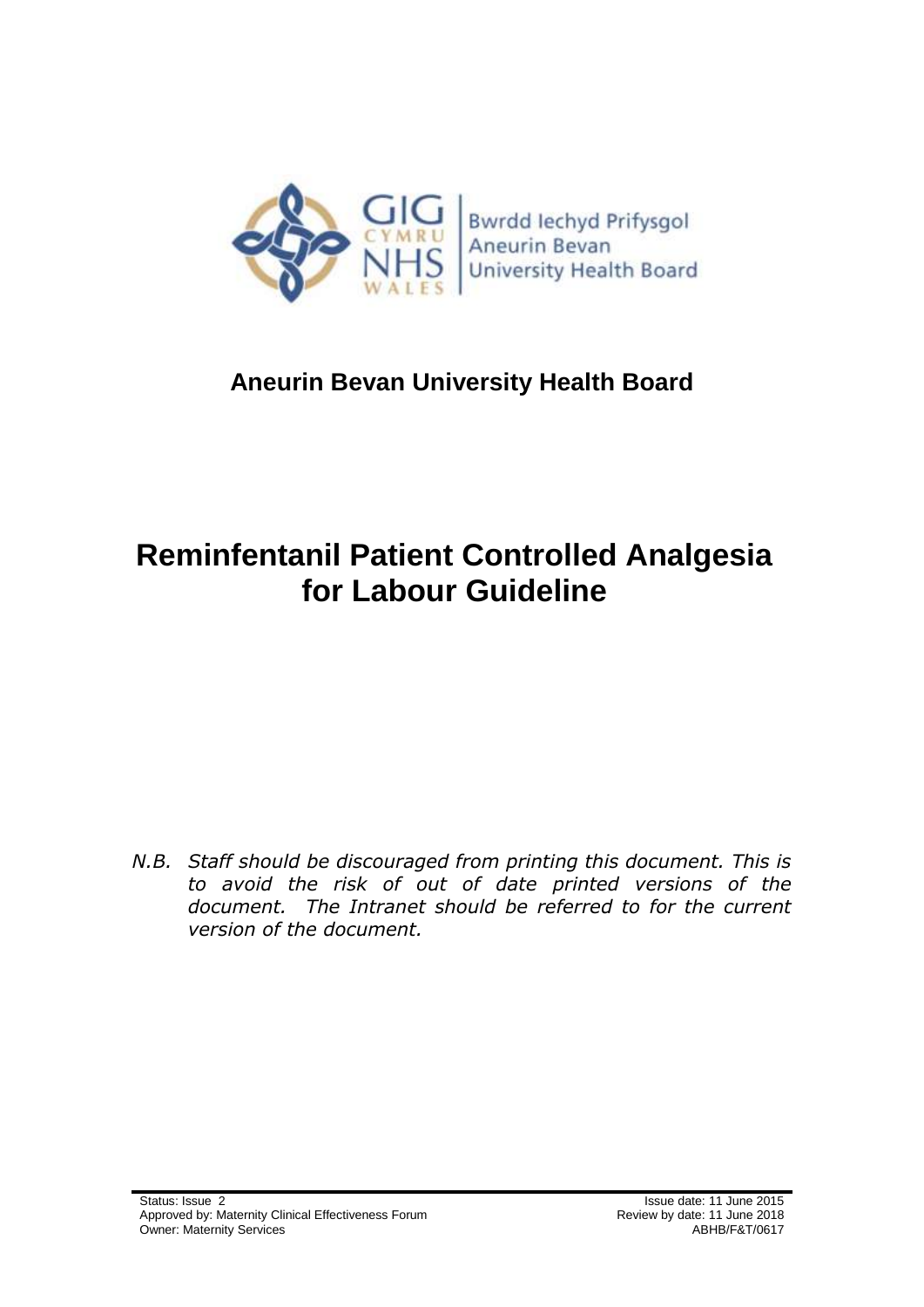Bwrdd Iechyd Prifysgol Aneurin Bevan
University Health Board

## Aneurin Bevan University Health Board

# Reminfentanil Patient Controlled Analgesia for Labour Guideline

*N.B. Staff should be discouraged from printing this document. This is to avoid the risk of out of date printed versions of the document. The Intranet should be referred to for the current version of the document.*

Status: Issue 2
Approved by: Maternity Clinical Effectiveness Forum
Owner: Maternity Services

Issue date: 11 June 2015
Review by date: 11 June 2018
ABHB/F&T/0617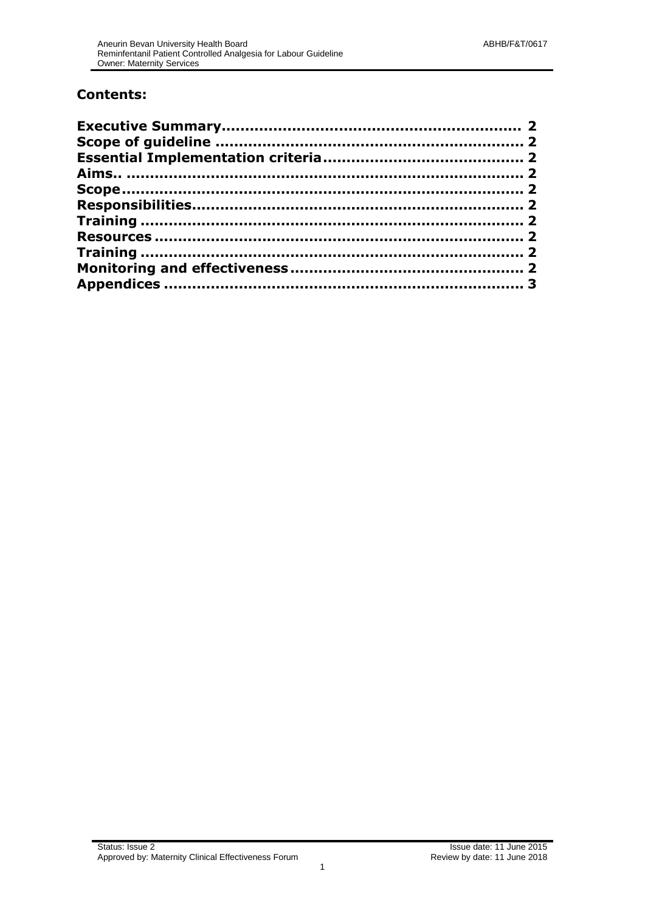## Contents:

| | |
|---|---|
| **Executive Summary** | **2** |
| **Scope of guideline** | **2** |
| **Essential Implementation criteria** | **2** |
| **Aims..** | **2** |
| **Scope** | **2** |
| **Responsibilities** | **2** |
| **Training** | **2** |
| **Resources** | **2** |
| **Training** | **2** |
| **Monitoring and effectiveness** | **2** |
| **Appendices** | **3** |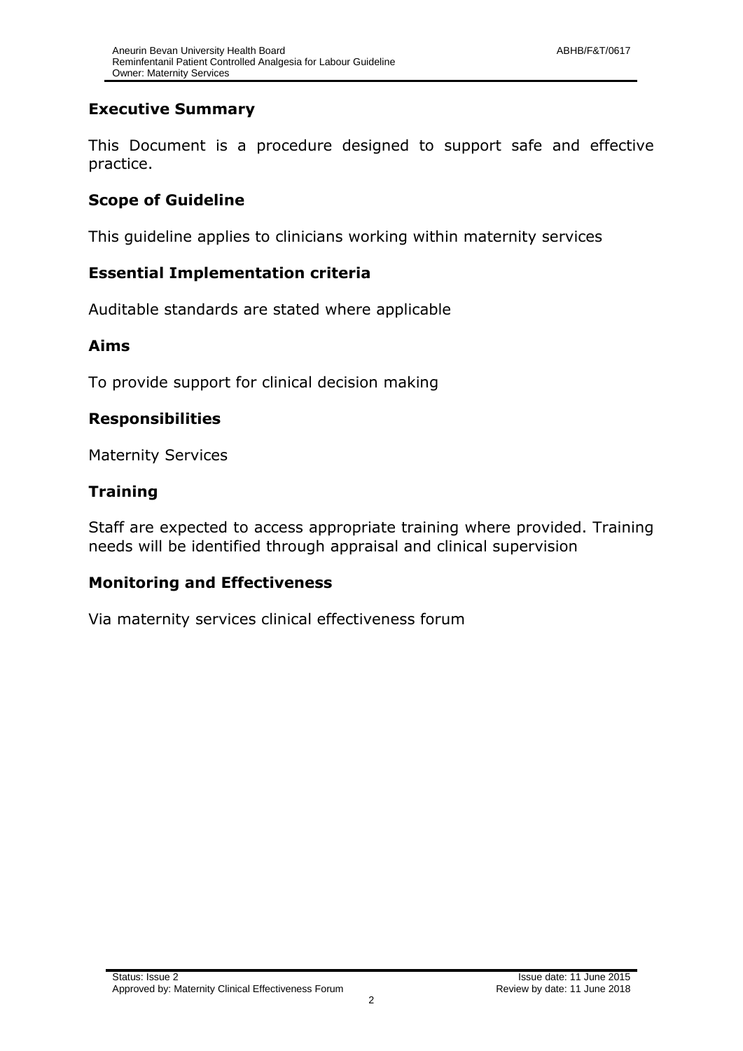## Executive Summary

This Document is a procedure designed to support safe and effective practice.

## Scope of Guideline

This guideline applies to clinicians working within maternity services

## Essential Implementation criteria

Auditable standards are stated where applicable

## Aims

To provide support for clinical decision making

## Responsibilities

Maternity Services

## Training

Staff are expected to access appropriate training where provided. Training needs will be identified through appraisal and clinical supervision

## Monitoring and Effectiveness

Via maternity services clinical effectiveness forum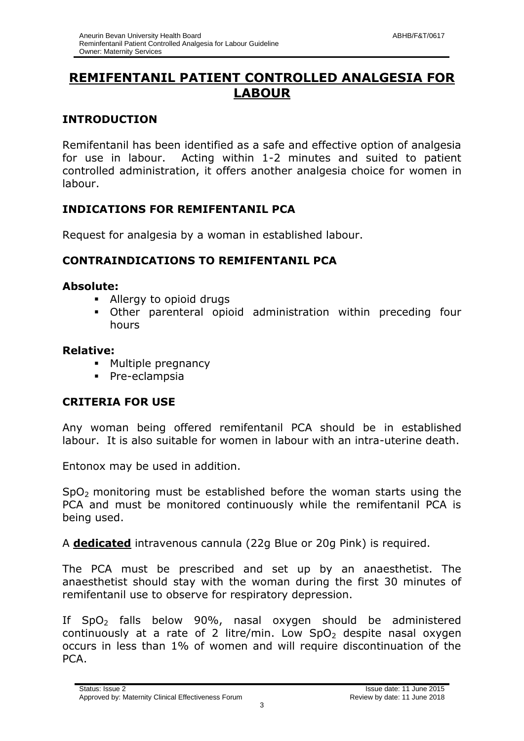# REMIFENTANIL PATIENT CONTROLLED ANALGESIA FOR LABOUR

## INTRODUCTION

Remifentanil has been identified as a safe and effective option of analgesia for use in labour. Acting within 1-2 minutes and suited to patient controlled administration, it offers another analgesia choice for women in labour.

## INDICATIONS FOR REMIFENTANIL PCA

Request for analgesia by a woman in established labour.

## CONTRAINDICATIONS TO REMIFENTANIL PCA

**Absolute:**

- Allergy to opioid drugs
- Other parenteral opioid administration within preceding four hours

**Relative:**

- Multiple pregnancy
- Pre-eclampsia

## CRITERIA FOR USE

Any woman being offered remifentanil PCA should be in established labour. It is also suitable for women in labour with an intra-uterine death.

Entonox may be used in addition.

$SpO_2$ monitoring must be established before the woman starts using the PCA and must be monitored continuously while the remifentanil PCA is being used.

A **dedicated** intravenous cannula (22g Blue or 20g Pink) is required.

The PCA must be prescribed and set up by an anaesthetist. The anaesthetist should stay with the woman during the first 30 minutes of remifentanil use to observe for respiratory depression.

If $SpO_2$ falls below 90%, nasal oxygen should be administered continuously at a rate of 2 litre/min. Low $SpO_2$ despite nasal oxygen occurs in less than 1% of women and will require discontinuation of the PCA.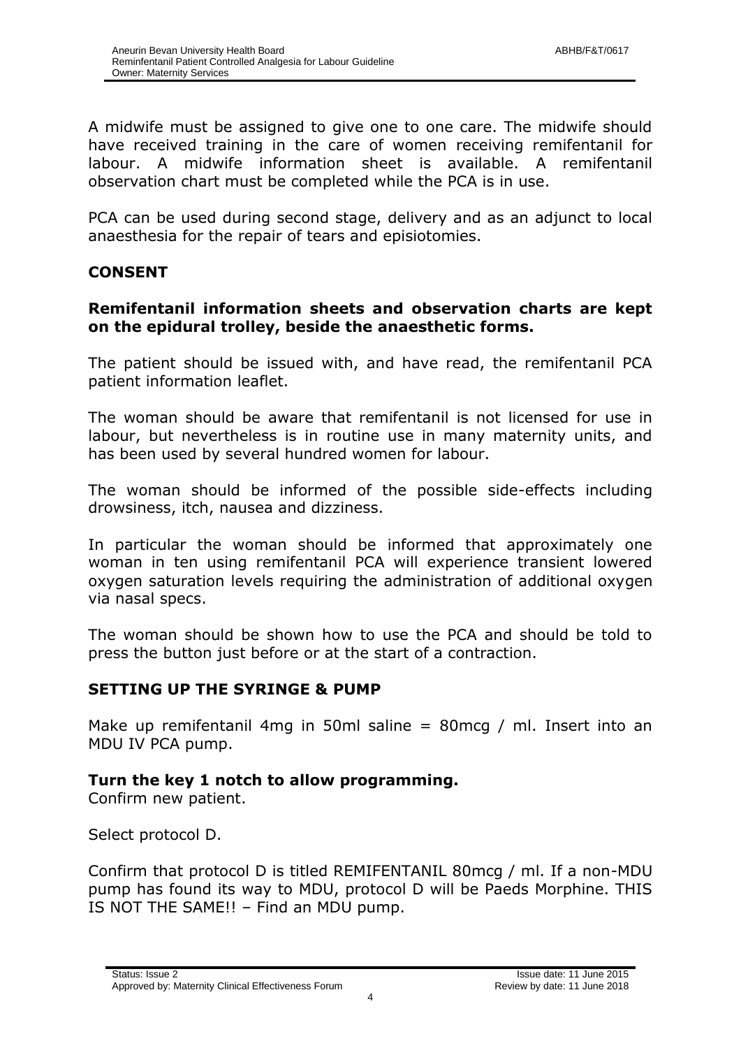A midwife must be assigned to give one to one care. The midwife should have received training in the care of women receiving remifentanil for labour. A midwife information sheet is available. A remifentanil observation chart must be completed while the PCA is in use.

PCA can be used during second stage, delivery and as an adjunct to local anaesthesia for the repair of tears and episiotomies.

## CONSENT

**Remifentanil information sheets and observation charts are kept on the epidural trolley, beside the anaesthetic forms.**

The patient should be issued with, and have read, the remifentanil PCA patient information leaflet.

The woman should be aware that remifentanil is not licensed for use in labour, but nevertheless is in routine use in many maternity units, and has been used by several hundred women for labour.

The woman should be informed of the possible side-effects including drowsiness, itch, nausea and dizziness.

In particular the woman should be informed that approximately one woman in ten using remifentanil PCA will experience transient lowered oxygen saturation levels requiring the administration of additional oxygen via nasal specs.

The woman should be shown how to use the PCA and should be told to press the button just before or at the start of a contraction.

## SETTING UP THE SYRINGE & PUMP

Make up remifentanil 4mg in 50ml saline = 80mcg / ml. Insert into an MDU IV PCA pump.

**Turn the key 1 notch to allow programming.**
Confirm new patient.

Select protocol D.

Confirm that protocol D is titled REMIFENTANIL 80mcg / ml. If a non-MDU pump has found its way to MDU, protocol D will be Paeds Morphine. THIS IS NOT THE SAME!! – Find an MDU pump.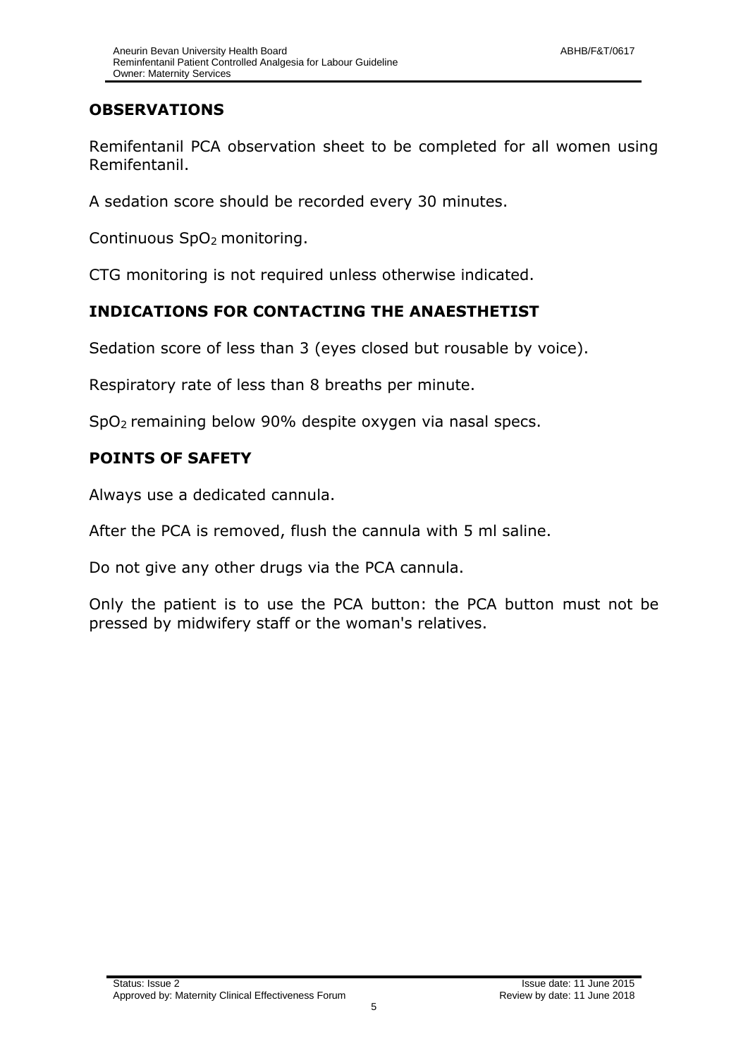## OBSERVATIONS

Remifentanil PCA observation sheet to be completed for all women using Remifentanil.

A sedation score should be recorded every 30 minutes.

Continuous $SpO_2$ monitoring.

CTG monitoring is not required unless otherwise indicated.

## INDICATIONS FOR CONTACTING THE ANAESTHETIST

Sedation score of less than 3 (eyes closed but rousable by voice).

Respiratory rate of less than 8 breaths per minute.

$SpO_2$ remaining below 90% despite oxygen via nasal specs.

## POINTS OF SAFETY

Always use a dedicated cannula.

After the PCA is removed, flush the cannula with 5 ml saline.

Do not give any other drugs via the PCA cannula.

Only the patient is to use the PCA button: the PCA button must not be pressed by midwifery staff or the woman's relatives.